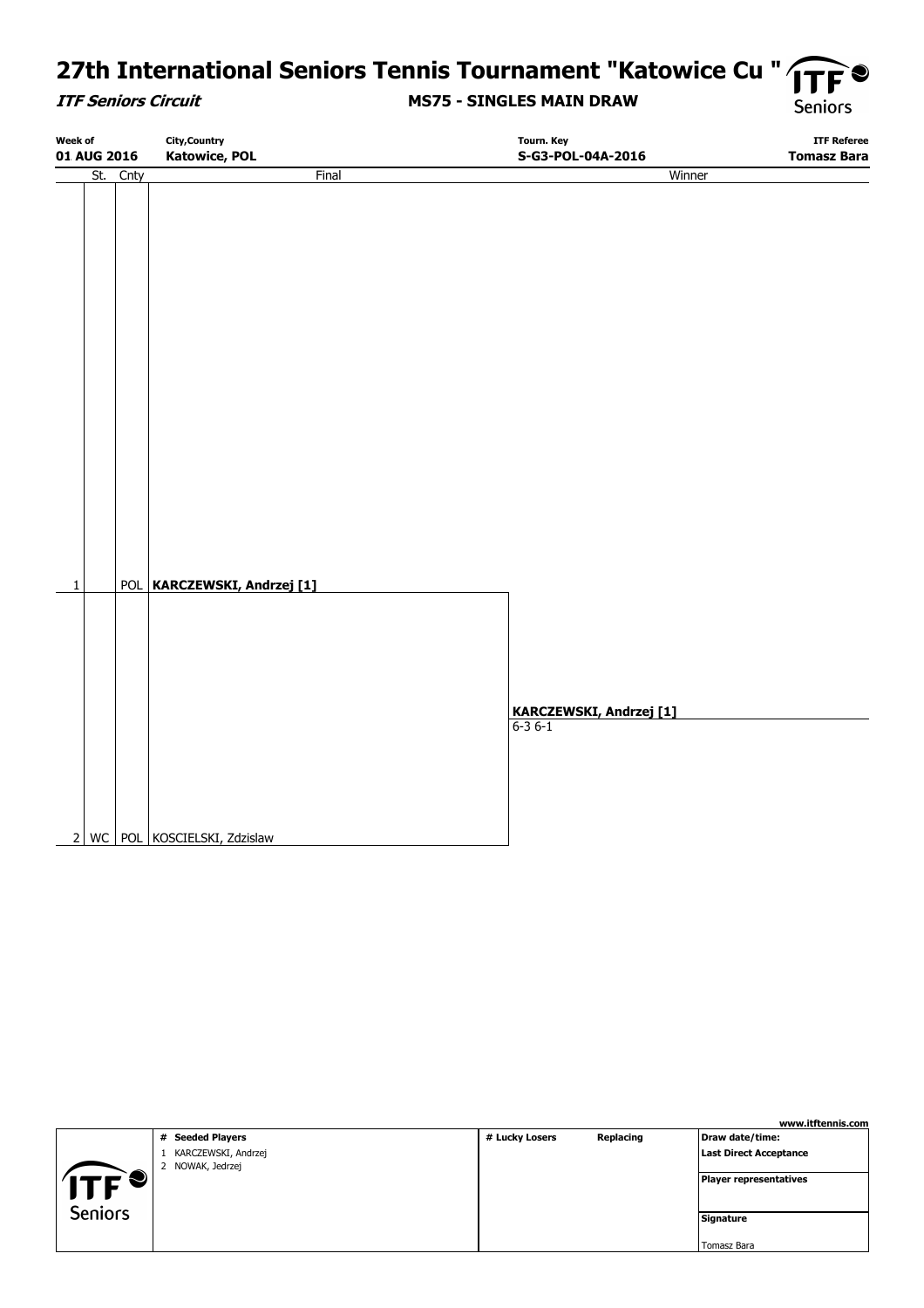# 27th International Seniors Tennis Tournament "Katowice Cu "

***ITF Seniors Circuit*** **MS75 - SINGLES MAIN DRAW**

| Week of | City,Country | Tourn. Key | ITF Referee |
|---|---|---|---|
| **01 AUG 2016** | **Katowice, POL** | **S-G3-POL-04A-2016** | **Tomasz Bara** |

| | St. | Cnty | Final | Winner |
|---|---|---|---|---|
| 1 | | POL | **KARCZEWSKI, Andrzej [1]** | |
| | | | | **KARCZEWSKI, Andrzej [1]** |
| | | | | 6-3 6-1 |
| 2 | WC | POL | KOSCIELSKI, Zdzislaw | |

www.itftennis.com

| # Seeded Players | # Lucky Losers | Replacing | |
|---|---|---|---|
| 1 KARCZEWSKI, Andrzej | | | **Draw date/time:** |
| 2 NOWAK, Jedrzej | | | **Last Direct Acceptance** |
| | | | **Player representatives** |
| | | | **Signature** |
| | | | Tomasz Bara |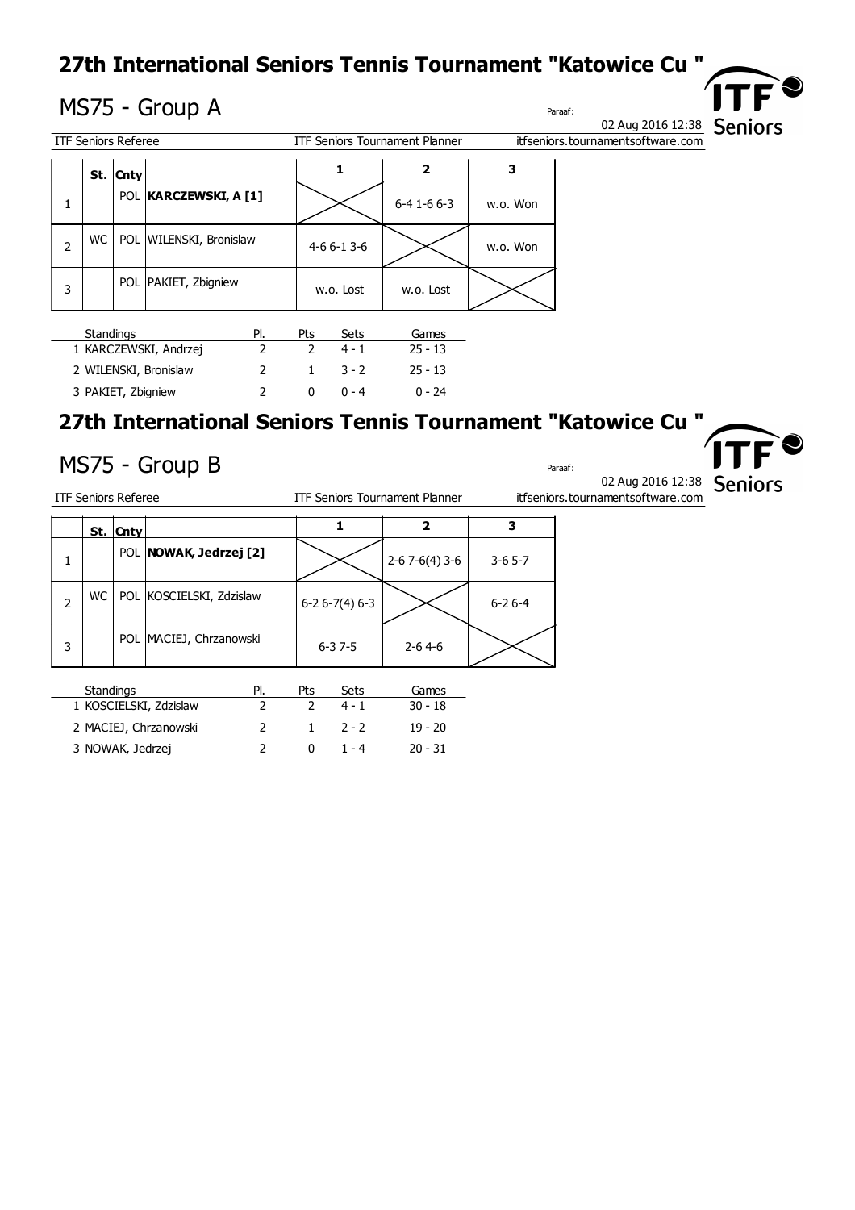## 27th International Seniors Tennis Tournament "Katowice Cu "

# MS75 - Group A

Paraaf:

02 Aug 2016 12:38

ITF Seniors Referee | ITF Seniors Tournament Planner | itfseniors.tournamentsoftware.com

| | St. | Cnty | | 1 | 2 | 3 |
|---|---|---|---|---|---|---|
| 1 | | POL | **KARCZEWSKI, A [1]** | | 6-4 1-6 6-3 | w.o. Won |
| 2 | WC | POL | WILENSKI, Bronislaw | 4-6 6-1 3-6 | | w.o. Won |
| 3 | | POL | PAKIET, Zbigniew | w.o. Lost | w.o. Lost | |

| Standings | Pl. | Pts | Sets | Games |
|---|---|---|---|---|
| 1 KARCZEWSKI, Andrzej | 2 | 2 | 4 - 1 | 25 - 13 |
| 2 WILENSKI, Bronislaw | 2 | 1 | 3 - 2 | 25 - 13 |
| 3 PAKIET, Zbigniew | 2 | 0 | 0 - 4 | 0 - 24 |

## 27th International Seniors Tennis Tournament "Katowice Cu "

# MS75 - Group B

Paraaf:

02 Aug 2016 12:38

ITF Seniors Referee | ITF Seniors Tournament Planner | itfseniors.tournamentsoftware.com

| | St. | Cnty | | 1 | 2 | 3 |
|---|---|---|---|---|---|---|
| 1 | | POL | **NOWAK, Jedrzej [2]** | | 2-6 7-6(4) 3-6 | 3-6 5-7 |
| 2 | WC | POL | KOSCIELSKI, Zdzislaw | 6-2 6-7(4) 6-3 | | 6-2 6-4 |
| 3 | | POL | MACIEJ, Chrzanowski | 6-3 7-5 | 2-6 4-6 | |

| Standings | Pl. | Pts | Sets | Games |
|---|---|---|---|---|
| 1 KOSCIELSKI, Zdzislaw | 2 | 2 | 4 - 1 | 30 - 18 |
| 2 MACIEJ, Chrzanowski | 2 | 1 | 2 - 2 | 19 - 20 |
| 3 NOWAK, Jedrzej | 2 | 0 | 1 - 4 | 20 - 31 |